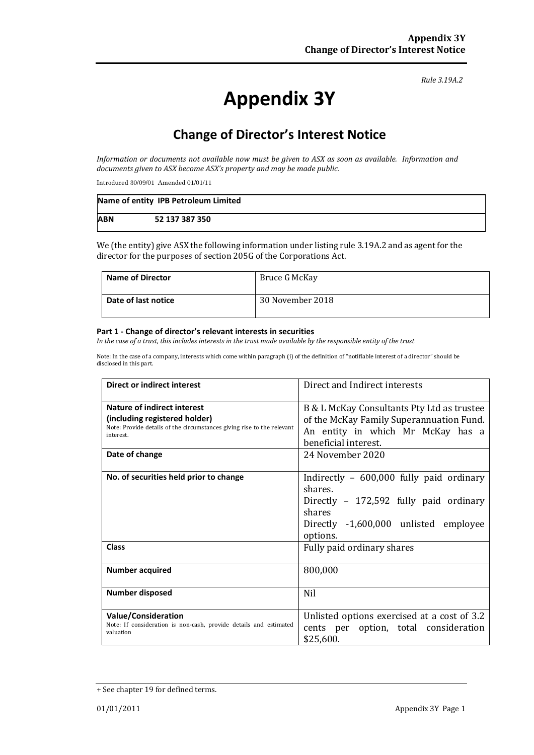*Rule 3.19A.2*

# Appendix 3Y

## Change of Director's Interest Notice

*Information or documents not available now must be given to ASX as soon as available. Information and documents given to ASX become ASX's property and may be made public.*

Introduced 30/09/01 Amended 01/01/11

| **Name of entity** | **IPB Petroleum Limited** |
|---|---|
| **ABN** | **52 137 387 350** |

We (the entity) give ASX the following information under listing rule 3.19A.2 and as agent for the director for the purposes of section 205G of the Corporations Act.

| **Name of Director** | Bruce G McKay |
|---|---|
| **Date of last notice** | 30 November 2018 |

#### Part 1 - Change of director's relevant interests in securities

*In the case of a trust, this includes interests in the trust made available by the responsible entity of the trust*

Note: In the case of a company, interests which come within paragraph (i) of the definition of "notifiable interest of a director" should be disclosed in this part.

| **Direct or indirect interest** | Direct and Indirect interests |
|---|---|
| **Nature of indirect interest (including registered holder)**<br>Note: Provide details of the circumstances giving rise to the relevant interest. | B & L McKay Consultants Pty Ltd as trustee of the McKay Family Superannuation Fund. An entity in which Mr McKay has a beneficial interest. |
| **Date of change** | 24 November 2020 |
| **No. of securities held prior to change** | Indirectly – 600,000 fully paid ordinary shares.<br>Directly – 172,592 fully paid ordinary shares<br>Directly -1,600,000 unlisted employee options. |
| **Class** | Fully paid ordinary shares |
| **Number acquired** | 800,000 |
| **Number disposed** | Nil |
| **Value/Consideration**<br>Note: If consideration is non-cash, provide details and estimated valuation | Unlisted options exercised at a cost of 3.2 cents per option, total consideration $25,600. |

+ See chapter 19 for defined terms.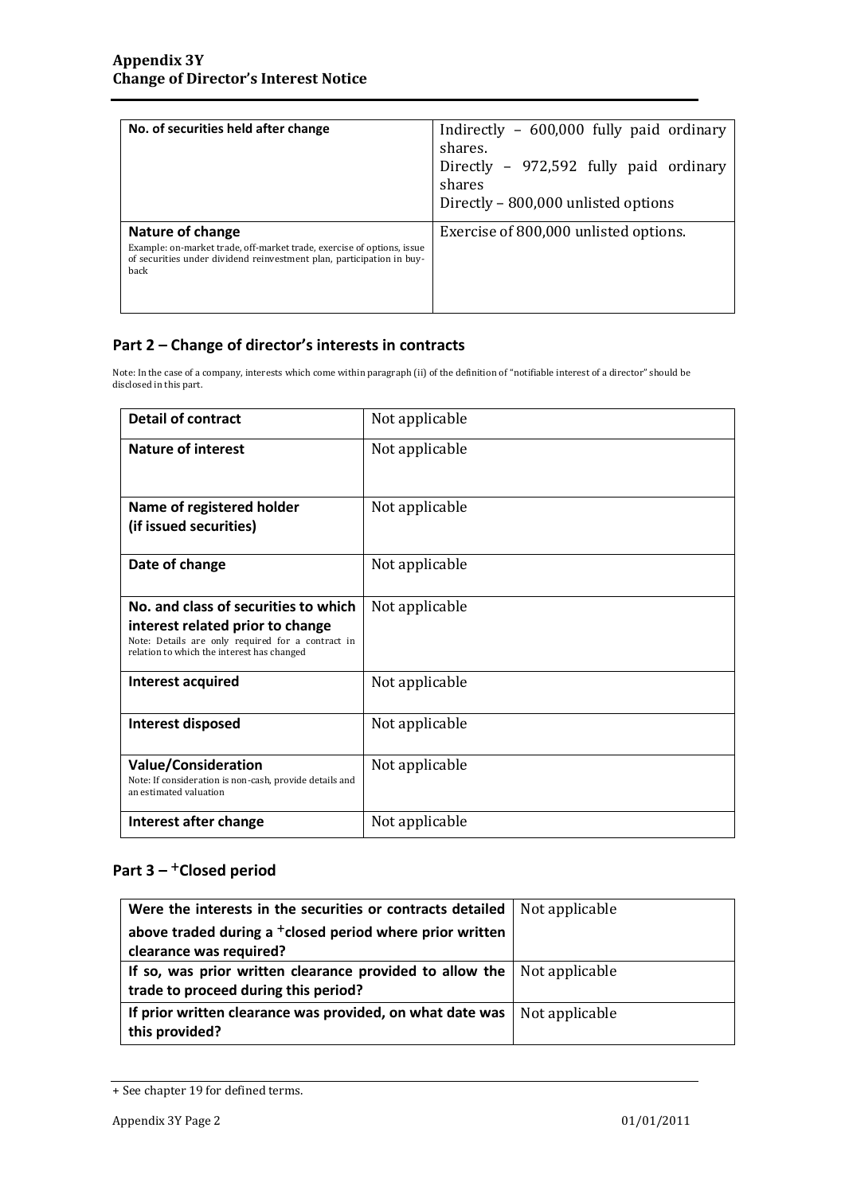| | |
|---|---|
| **No. of securities held after change** | Indirectly – 600,000 fully paid ordinary shares.<br>Directly – 972,592 fully paid ordinary shares<br>Directly – 800,000 unlisted options |
| **Nature of change**<br>Example: on-market trade, off-market trade, exercise of options, issue of securities under dividend reinvestment plan, participation in buy-back | Exercise of 800,000 unlisted options. |

## Part 2 – Change of director's interests in contracts

Note: In the case of a company, interests which come within paragraph (ii) of the definition of "notifiable interest of a director" should be disclosed in this part.

| | |
|---|---|
| **Detail of contract** | Not applicable |
| **Nature of interest** | Not applicable |
| **Name of registered holder (if issued securities)** | Not applicable |
| **Date of change** | Not applicable |
| **No. and class of securities to which interest related prior to change**<br>Note: Details are only required for a contract in relation to which the interest has changed | Not applicable |
| **Interest acquired** | Not applicable |
| **Interest disposed** | Not applicable |
| **Value/Consideration**<br>Note: If consideration is non-cash, provide details and an estimated valuation | Not applicable |
| **Interest after change** | Not applicable |

## Part 3 – +Closed period

| | |
|---|---|
| **Were the interests in the securities or contracts detailed above traded during a +closed period where prior written clearance was required?** | Not applicable |
| **If so, was prior written clearance provided to allow the trade to proceed during this period?** | Not applicable |
| **If prior written clearance was provided, on what date was this provided?** | Not applicable |

+ See chapter 19 for defined terms.